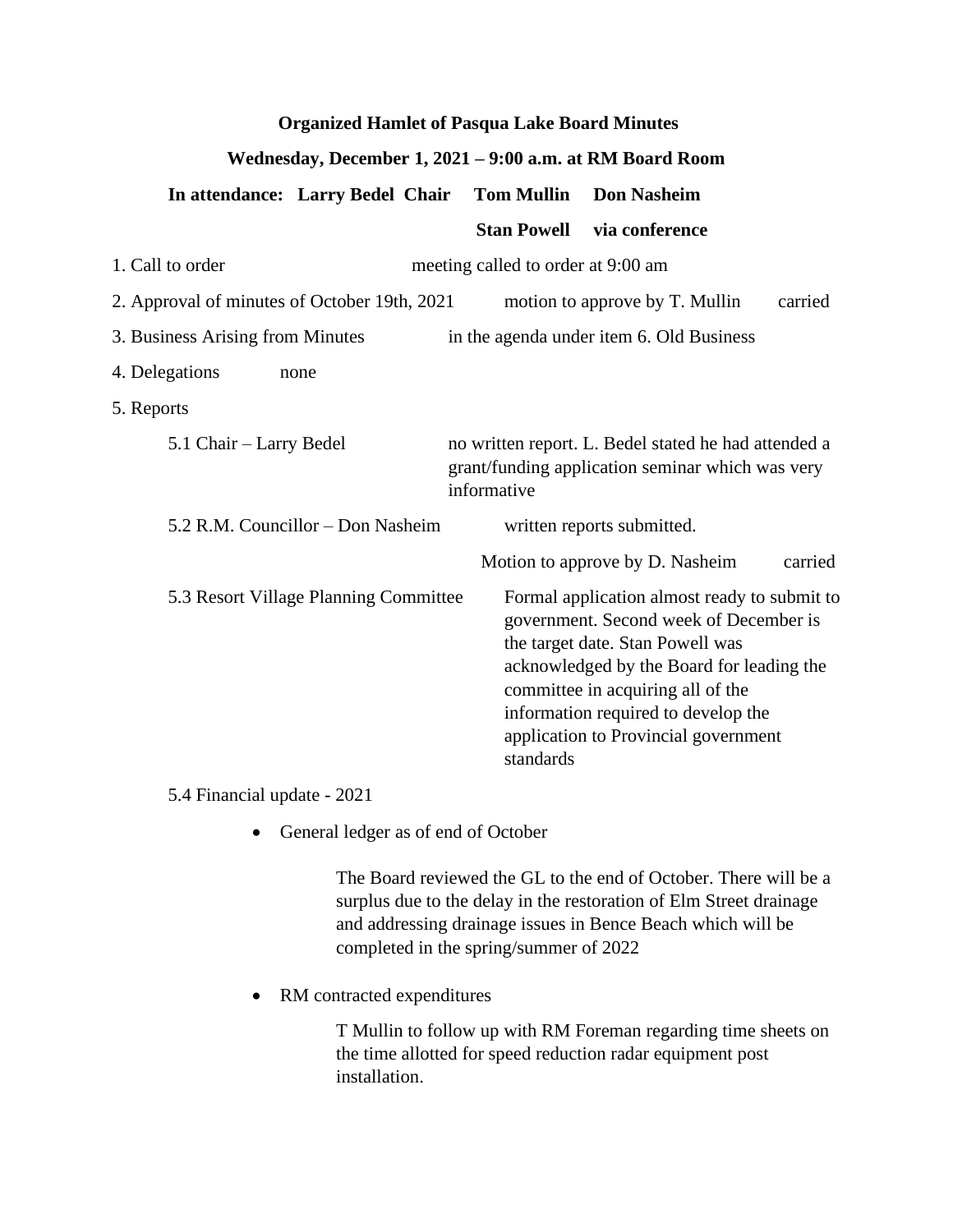**Organized Hamlet of Pasqua Lake Board Minutes**

**Wednesday, December 1, 2021 – 9:00 a.m. at RM Board Room**

**In attendance: Larry Bedel Chair Tom Mullin Don Nasheim**

**Stan Powell via conference**

1. Call to order meeting called to order at 9:00 am

2. Approval of minutes of October 19th, 2021 motion to approve by T. Mullin carried

3. Business Arising from Minutes in the agenda under item 6. Old Business

4. Delegations none

5. Reports

5.1 Chair – Larry Bedel no written report. L. Bedel stated he had attended a grant/funding application seminar which was very informative

5.2 R.M. Councillor – Don Nasheim written reports submitted.

Motion to approve by D. Nasheim carried

5.3 Resort Village Planning Committee Formal application almost ready to submit to government. Second week of December is the target date. Stan Powell was acknowledged by the Board for leading the committee in acquiring all of the information required to develop the application to Provincial government standards

5.4 Financial update - 2021

- General ledger as of end of October

  The Board reviewed the GL to the end of October. There will be a surplus due to the delay in the restoration of Elm Street drainage and addressing drainage issues in Bence Beach which will be completed in the spring/summer of 2022

- RM contracted expenditures

  T Mullin to follow up with RM Foreman regarding time sheets on the time allotted for speed reduction radar equipment post installation.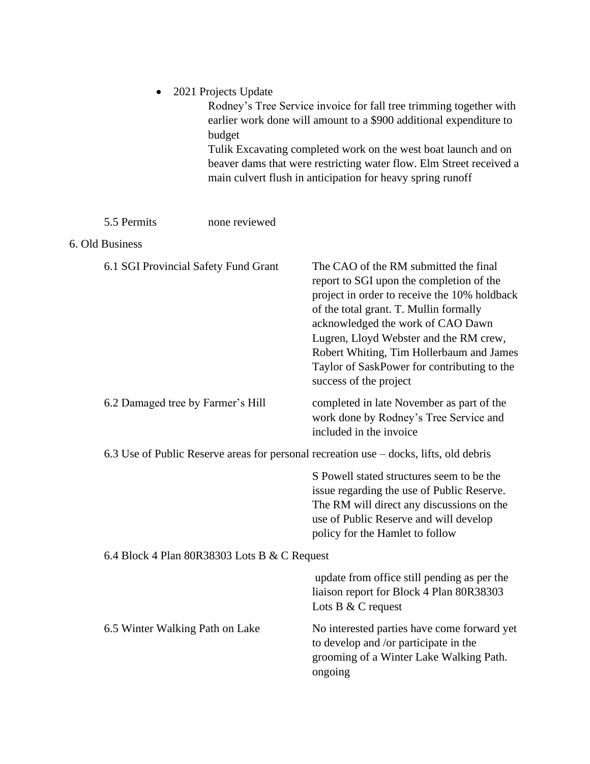- 2021 Projects Update

  Rodney's Tree Service invoice for fall tree trimming together with earlier work done will amount to a $900 additional expenditure to budget

  Tulik Excavating completed work on the west boat launch and on beaver dams that were restricting water flow. Elm Street received a main culvert flush in anticipation for heavy spring runoff

5.5 Permits none reviewed

6. Old Business

6.1 SGI Provincial Safety Fund Grant

The CAO of the RM submitted the final report to SGI upon the completion of the project in order to receive the 10% holdback of the total grant. T. Mullin formally acknowledged the work of CAO Dawn Lugren, Lloyd Webster and the RM crew, Robert Whiting, Tim Hollerbaum and James Taylor of SaskPower for contributing to the success of the project

6.2 Damaged tree by Farmer's Hill

completed in late November as part of the work done by Rodney's Tree Service and included in the invoice

6.3 Use of Public Reserve areas for personal recreation use – docks, lifts, old debris

S Powell stated structures seem to be the issue regarding the use of Public Reserve. The RM will direct any discussions on the use of Public Reserve and will develop policy for the Hamlet to follow

6.4 Block 4 Plan 80R38303 Lots B & C Request

update from office still pending as per the liaison report for Block 4 Plan 80R38303 Lots B & C request

6.5 Winter Walking Path on Lake

No interested parties have come forward yet to develop and /or participate in the grooming of a Winter Lake Walking Path. ongoing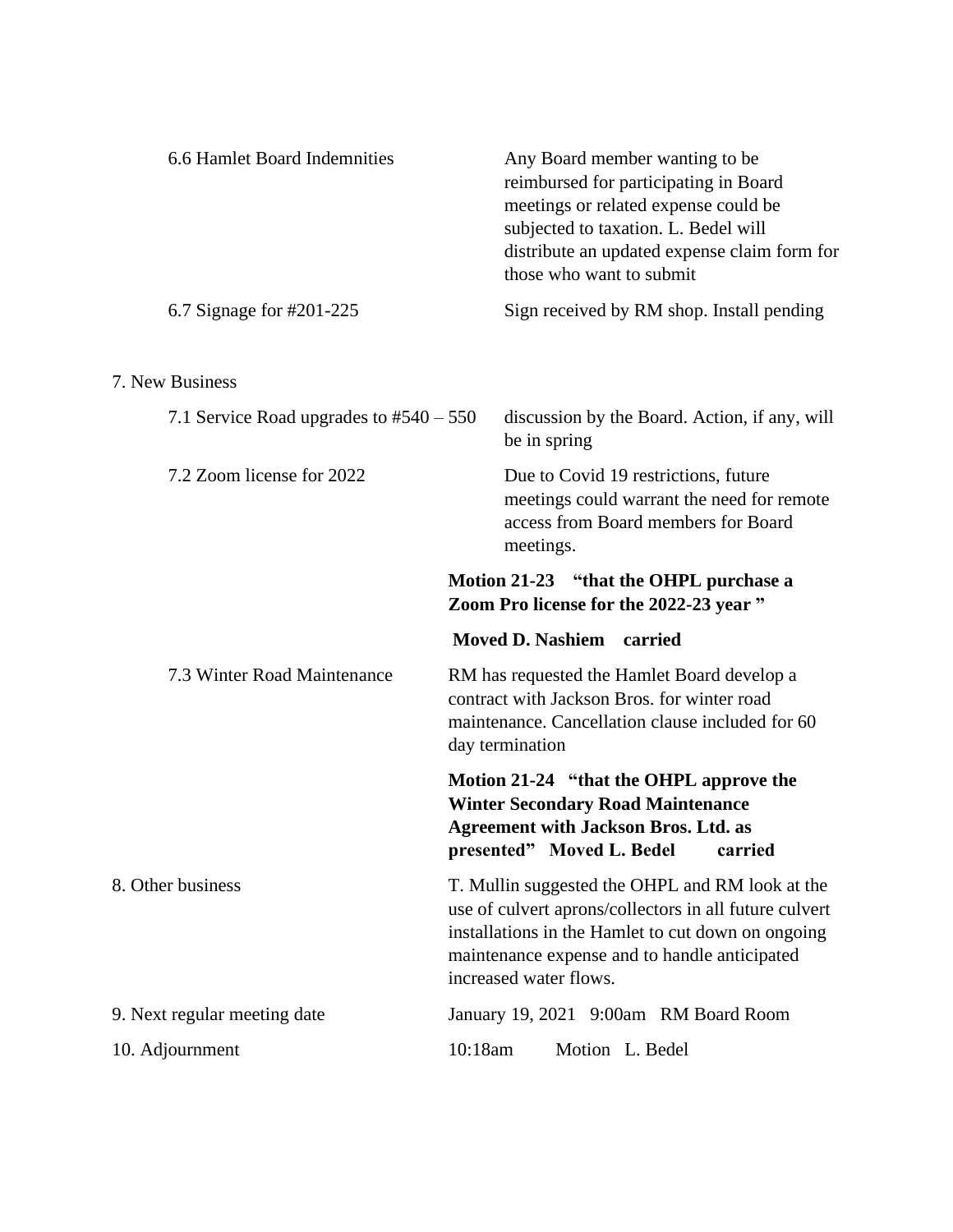| | |
|---|---|
| 6.6 Hamlet Board Indemnities | Any Board member wanting to be reimbursed for participating in Board meetings or related expense could be subjected to taxation. L. Bedel will distribute an updated expense claim form for those who want to submit |
| 6.7 Signage for #201-225 | Sign received by RM shop. Install pending |

7. New Business

| | |
|---|---|
| 7.1 Service Road upgrades to #540 – 550 | discussion by the Board. Action, if any, will be in spring |
| 7.2 Zoom license for 2022 | Due to Covid 19 restrictions, future meetings could warrant the need for remote access from Board members for Board meetings. |
| | **Motion 21-23 "that the OHPL purchase a Zoom Pro license for the 2022-23 year "** |
| | **Moved D. Nashiem carried** |
| 7.3 Winter Road Maintenance | RM has requested the Hamlet Board develop a contract with Jackson Bros. for winter road maintenance. Cancellation clause included for 60 day termination |
| | **Motion 21-24 "that the OHPL approve the Winter Secondary Road Maintenance Agreement with Jackson Bros. Ltd. as presented" Moved L. Bedel carried** |

| | |
|---|---|
| 8. Other business | T. Mullin suggested the OHPL and RM look at the use of culvert aprons/collectors in all future culvert installations in the Hamlet to cut down on ongoing maintenance expense and to handle anticipated increased water flows. |
| 9. Next regular meeting date | January 19, 2021 9:00am RM Board Room |
| 10. Adjournment | 10:18am Motion L. Bedel |